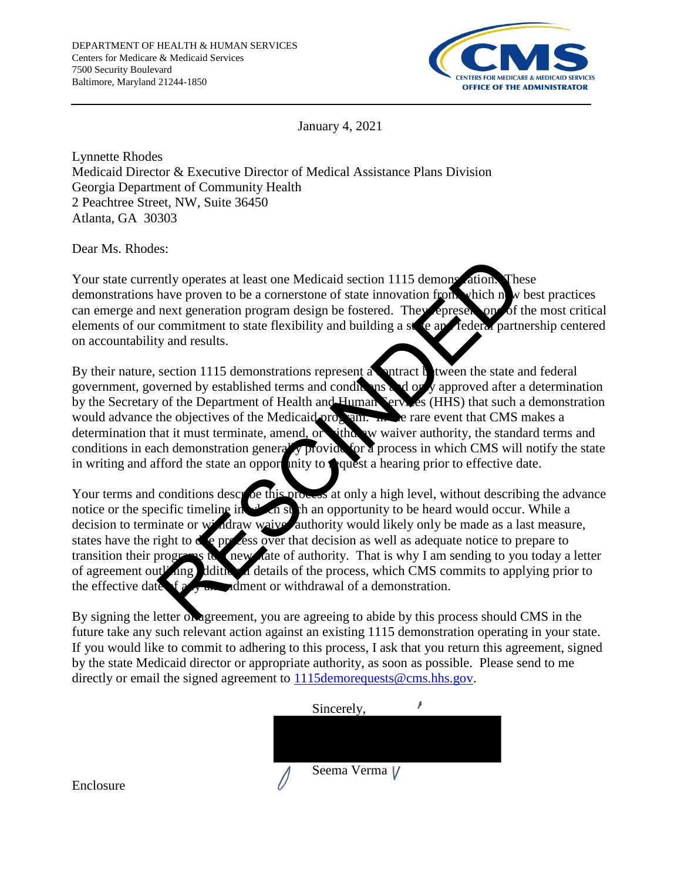DEPARTMENT OF HEALTH & HUMAN SERVICES
Centers for Medicare & Medicaid Services
7500 Security Boulevard
Baltimore, Maryland 21244-1850

CMS
CENTERS FOR MEDICARE & MEDICAID SERVICES
OFFICE OF THE ADMINISTRATOR

January 4, 2021

Lynnette Rhodes
Medicaid Director & Executive Director of Medical Assistance Plans Division
Georgia Department of Community Health
2 Peachtree Street, NW, Suite 36450
Atlanta, GA 30303

Dear Ms. Rhodes:

Your state currently operates at least one Medicaid section 1115 demonstration. These demonstrations have proven to be a cornerstone of state innovation from which new best practices can emerge and next generation program design be fostered. They represent one of the most critical elements of our commitment to state flexibility and building a state and federal partnership centered on accountability and results.

By their nature, section 1115 demonstrations represent a contract between the state and federal government, governed by established terms and conditions and only approved after a determination by the Secretary of the Department of Health and Human Services (HHS) that such a demonstration would advance the objectives of the Medicaid program. In the rare event that CMS makes a determination that it must terminate, amend, or withdraw waiver authority, the standard terms and conditions in each demonstration generally provide for a process in which CMS will notify the state in writing and afford the state an opportunity to request a hearing prior to effective date.

Your terms and conditions describe this process at only a high level, without describing the advance notice or the specific timeline in which such an opportunity to be heard would occur. While a decision to terminate or withdraw waiver authority would likely only be made as a last measure, states have the right to due process over that decision as well as adequate notice to prepare to transition their programs to a new state of authority. That is why I am sending to you today a letter of agreement outlining additional details of the process, which CMS commits to applying prior to the effective date of any amendment or withdrawal of a demonstration.

By signing the letter of agreement, you are agreeing to abide by this process should CMS in the future take any such relevant action against an existing 1115 demonstration operating in your state. If you would like to commit to adhering to this process, I ask that you return this agreement, signed by the state Medicaid director or appropriate authority, as soon as possible. Please send to me directly or email the signed agreement to 1115demorequests@cms.hhs.gov.

RESCINDED

Sincerely,

Seema Verma

Enclosure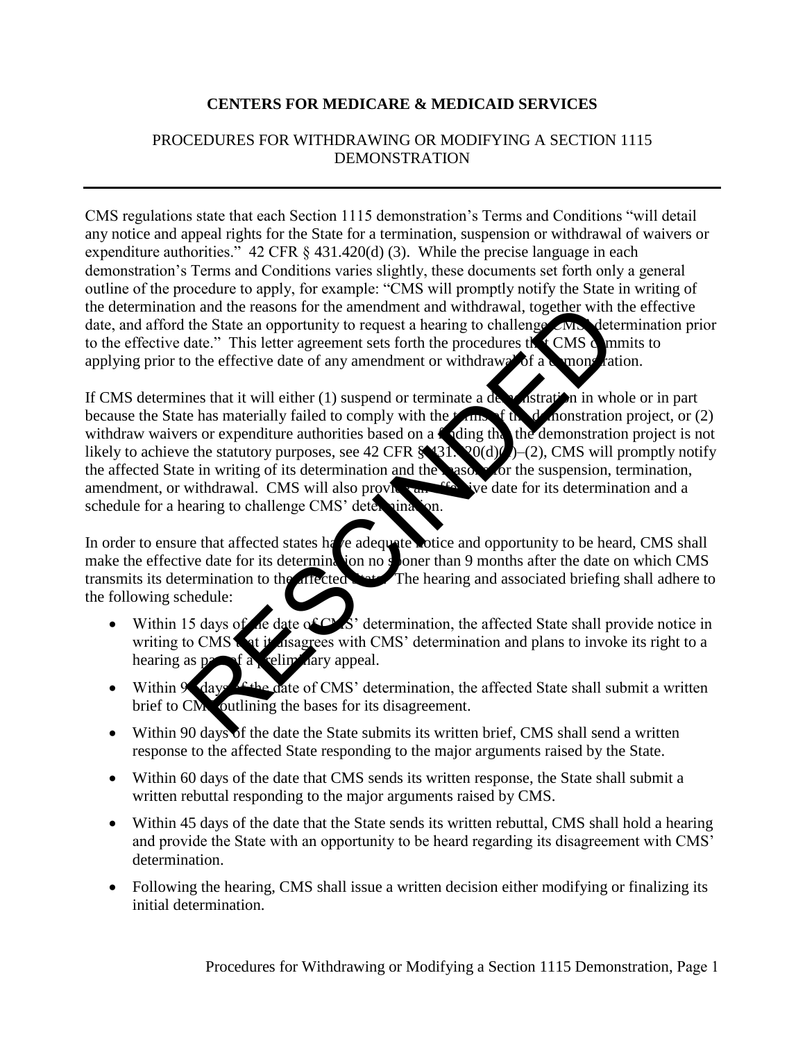**CENTERS FOR MEDICARE & MEDICAID SERVICES**

PROCEDURES FOR WITHDRAWING OR MODIFYING A SECTION 1115 DEMONSTRATION

---

CMS regulations state that each Section 1115 demonstration's Terms and Conditions "will detail any notice and appeal rights for the State for a termination, suspension or withdrawal of waivers or expenditure authorities." 42 CFR § 431.420(d) (3). While the precise language in each demonstration's Terms and Conditions varies slightly, these documents set forth only a general outline of the procedure to apply, for example: "CMS will promptly notify the State in writing of the determination and the reasons for the amendment and withdrawal, together with the effective date, and afford the State an opportunity to request a hearing to challenge CMS' determination prior to the effective date." This letter agreement sets forth the procedures that CMS commits to applying prior to the effective date of any amendment or withdrawal of a demonstration.

If CMS determines that it will either (1) suspend or terminate a demonstration in whole or in part because the State has materially failed to comply with the terms of the demonstration project, or (2) withdraw waivers or expenditure authorities based on a finding that the demonstration project is not likely to achieve the statutory purposes, see 42 CFR § 431.420(d)(1)–(2), CMS will promptly notify the affected State in writing of its determination and the reasons for the suspension, termination, amendment, or withdrawal. CMS will also provide an effective date for its determination and a schedule for a hearing to challenge CMS' determination.

In order to ensure that affected states have adequate notice and opportunity to be heard, CMS shall make the effective date for its determination no sooner than 9 months after the date on which CMS transmits its determination to the affected State. The hearing and associated briefing shall adhere to the following schedule:

- Within 15 days of the date of CMS' determination, the affected State shall provide notice in writing to CMS that it disagrees with CMS' determination and plans to invoke its right to a hearing as part of a preliminary appeal.
- Within 90 days of the date of CMS' determination, the affected State shall submit a written brief to CMS outlining the bases for its disagreement.
- Within 90 days of the date the State submits its written brief, CMS shall send a written response to the affected State responding to the major arguments raised by the State.
- Within 60 days of the date that CMS sends its written response, the State shall submit a written rebuttal responding to the major arguments raised by CMS.
- Within 45 days of the date that the State sends its written rebuttal, CMS shall hold a hearing and provide the State with an opportunity to be heard regarding its disagreement with CMS' determination.
- Following the hearing, CMS shall issue a written decision either modifying or finalizing its initial determination.

RESCINDED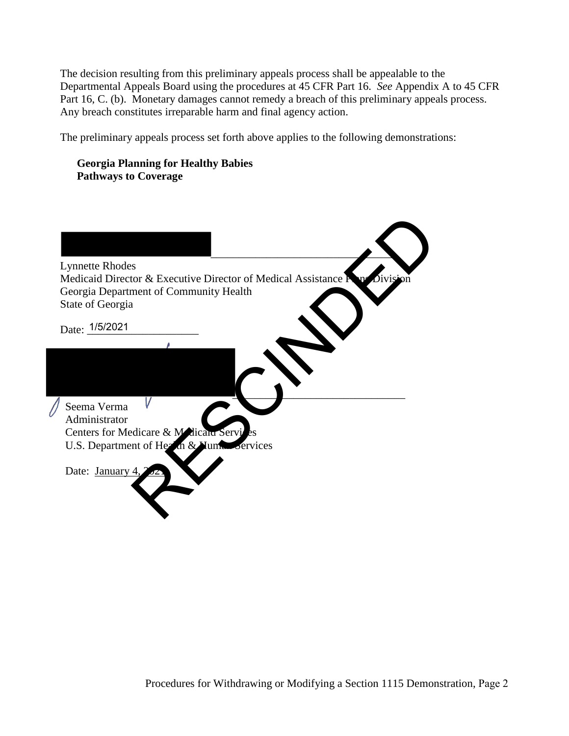The decision resulting from this preliminary appeals process shall be appealable to the Departmental Appeals Board using the procedures at 45 CFR Part 16. *See* Appendix A to 45 CFR Part 16, C. (b). Monetary damages cannot remedy a breach of this preliminary appeals process. Any breach constitutes irreparable harm and final agency action.

The preliminary appeals process set forth above applies to the following demonstrations:

**Georgia Planning for Healthy Babies**
**Pathways to Coverage**

RESCINDED

\_\_\_\_\_\_\_\_\_\_\_\_\_\_\_\_\_\_\_\_\_\_\_\_\_\_\_\_\_\_

Lynnette Rhodes
Medicaid Director & Executive Director of Medical Assistance Plans Division
Georgia Department of Community Health
State of Georgia

Date: 1/5/2021

\_\_\_\_\_\_\_\_\_\_\_\_\_\_\_\_\_\_\_\_\_\_\_\_\_\_\_\_\_\_

Seema Verma
Administrator
Centers for Medicare & Medicaid Services
U.S. Department of Health & Human Services

Date: January 4, 2021